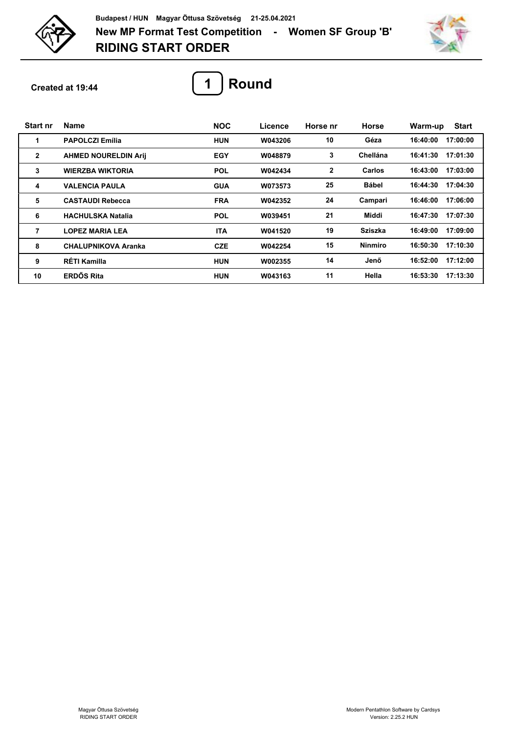Budapest / HUN Magyar Öttusa Szövetség 21-25.04.2021

# New MP Format Test Competition - Women SF Group 'B'

# RIDING START ORDER

Created at 19:44

## 1 Round

| Start nr | Name | NOC | Licence | Horse nr | Horse | Warm-up | Start |
|---|---|---|---|---|---|---|---|
| 1 | PAPOLCZI Emília | HUN | W043206 | 10 | Géza | 16:40:00 | 17:00:00 |
| 2 | AHMED NOURELDIN Arij | EGY | W048879 | 3 | Chellána | 16:41:30 | 17:01:30 |
| 3 | WIERZBA WIKTORIA | POL | W042434 | 2 | Carlos | 16:43:00 | 17:03:00 |
| 4 | VALENCIA PAULA | GUA | W073573 | 25 | Bábel | 16:44:30 | 17:04:30 |
| 5 | CASTAUDI Rebecca | FRA | W042352 | 24 | Campari | 16:46:00 | 17:06:00 |
| 6 | HACHULSKA Natalia | POL | W039451 | 21 | Middi | 16:47:30 | 17:07:30 |
| 7 | LOPEZ MARIA LEA | ITA | W041520 | 19 | Sziszka | 16:49:00 | 17:09:00 |
| 8 | CHALUPNIKOVA Aranka | CZE | W042254 | 15 | Ninmiro | 16:50:30 | 17:10:30 |
| 9 | RÉTI Kamilla | HUN | W002355 | 14 | Jenő | 16:52:00 | 17:12:00 |
| 10 | ERDŐS Rita | HUN | W043163 | 11 | Hella | 16:53:30 | 17:13:30 |

Magyar Öttusa Szövetség
RIDING START ORDER

Modern Pentathlon Software by Cardsys
Version: 2.25.2 HUN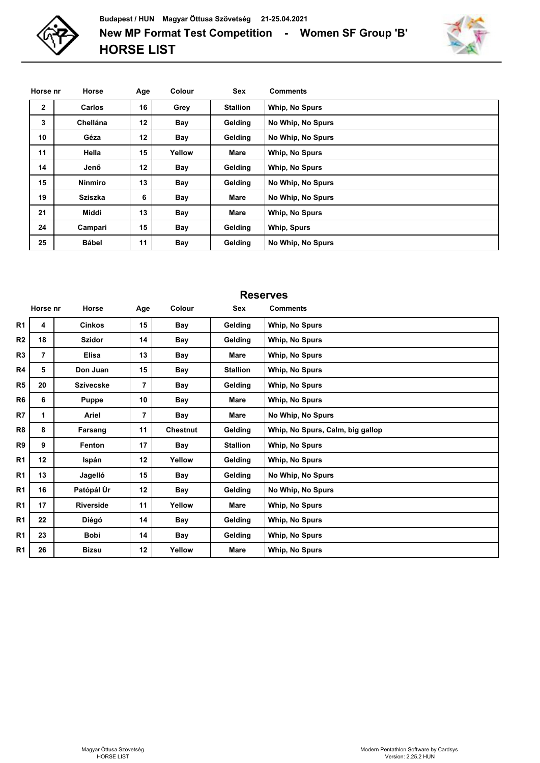Budapest / HUN   Magyar Öttusa Szövetség   21-25.04.2021

# New MP Format Test Competition - Women SF Group 'B'

# HORSE LIST

| Horse nr | Horse | Age | Colour | Sex | Comments |
|---|---|---|---|---|---|
| 2 | Carlos | 16 | Grey | Stallion | Whip, No Spurs |
| 3 | Chellána | 12 | Bay | Gelding | No Whip, No Spurs |
| 10 | Géza | 12 | Bay | Gelding | No Whip, No Spurs |
| 11 | Hella | 15 | Yellow | Mare | Whip, No Spurs |
| 14 | Jenő | 12 | Bay | Gelding | Whip, No Spurs |
| 15 | Ninmiro | 13 | Bay | Gelding | No Whip, No Spurs |
| 19 | Sziszka | 6 | Bay | Mare | No Whip, No Spurs |
| 21 | Middi | 13 | Bay | Mare | Whip, No Spurs |
| 24 | Campari | 15 | Bay | Gelding | Whip, Spurs |
| 25 | Bábel | 11 | Bay | Gelding | No Whip, No Spurs |

## Reserves

| | Horse nr | Horse | Age | Colour | Sex | Comments |
|---|---|---|---|---|---|---|
| R1 | 4 | Cinkos | 15 | Bay | Gelding | Whip, No Spurs |
| R2 | 18 | Szidor | 14 | Bay | Gelding | Whip, No Spurs |
| R3 | 7 | Elisa | 13 | Bay | Mare | Whip, No Spurs |
| R4 | 5 | Don Juan | 15 | Bay | Stallion | Whip, No Spurs |
| R5 | 20 | Szívecske | 7 | Bay | Gelding | Whip, No Spurs |
| R6 | 6 | Puppe | 10 | Bay | Mare | Whip, No Spurs |
| R7 | 1 | Ariel | 7 | Bay | Mare | No Whip, No Spurs |
| R8 | 8 | Farsang | 11 | Chestnut | Gelding | Whip, No Spurs, Calm, big gallop |
| R9 | 9 | Fenton | 17 | Bay | Stallion | Whip, No Spurs |
| R1 | 12 | Ispán | 12 | Yellow | Gelding | Whip, No Spurs |
| R1 | 13 | Jagelló | 15 | Bay | Gelding | No Whip, No Spurs |
| R1 | 16 | Patópál Úr | 12 | Bay | Gelding | No Whip, No Spurs |
| R1 | 17 | Riverside | 11 | Yellow | Mare | Whip, No Spurs |
| R1 | 22 | Diégó | 14 | Bay | Gelding | Whip, No Spurs |
| R1 | 23 | Bobi | 14 | Bay | Gelding | Whip, No Spurs |
| R1 | 26 | Bizsu | 12 | Yellow | Mare | Whip, No Spurs |